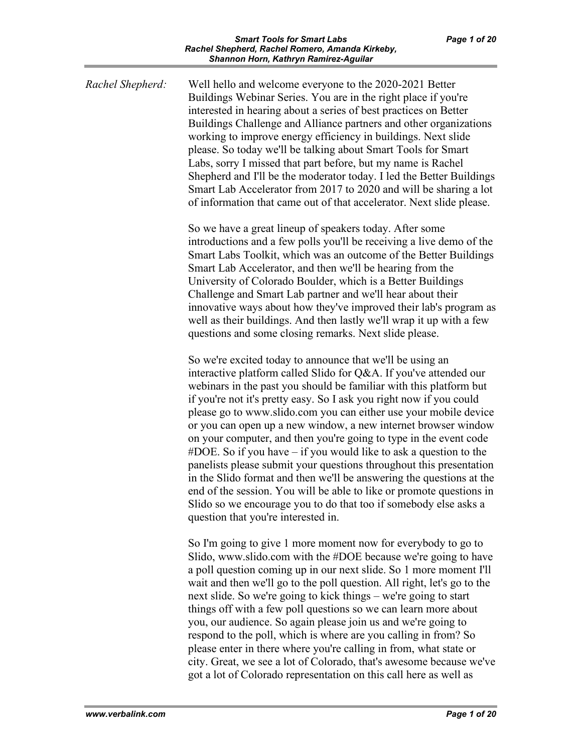*Rachel Shepherd:* Well hello and welcome everyone to the 2020-2021 Better Buildings Webinar Series. You are in the right place if you're interested in hearing about a series of best practices on Better Buildings Challenge and Alliance partners and other organizations working to improve energy efficiency in buildings. Next slide please. So today we'll be talking about Smart Tools for Smart Labs, sorry I missed that part before, but my name is Rachel Shepherd and I'll be the moderator today. I led the Better Buildings Smart Lab Accelerator from 2017 to 2020 and will be sharing a lot of information that came out of that accelerator. Next slide please.

So we have a great lineup of speakers today. After some introductions and a few polls you'll be receiving a live demo of the Smart Labs Toolkit, which was an outcome of the Better Buildings Smart Lab Accelerator, and then we'll be hearing from the University of Colorado Boulder, which is a Better Buildings Challenge and Smart Lab partner and we'll hear about their innovative ways about how they've improved their lab's program as well as their buildings. And then lastly we'll wrap it up with a few questions and some closing remarks. Next slide please.

So we're excited today to announce that we'll be using an interactive platform called Slido for Q&A. If you've attended our webinars in the past you should be familiar with this platform but if you're not it's pretty easy. So I ask you right now if you could please go to www.slido.com you can either use your mobile device or you can open up a new window, a new internet browser window on your computer, and then you're going to type in the event code #DOE. So if you have – if you would like to ask a question to the panelists please submit your questions throughout this presentation in the Slido format and then we'll be answering the questions at the end of the session. You will be able to like or promote questions in Slido so we encourage you to do that too if somebody else asks a question that you're interested in.

So I'm going to give 1 more moment now for everybody to go to Slido, www.slido.com with the #DOE because we're going to have a poll question coming up in our next slide. So 1 more moment I'll wait and then we'll go to the poll question. All right, let's go to the next slide. So we're going to kick things – we're going to start things off with a few poll questions so we can learn more about you, our audience. So again please join us and we're going to respond to the poll, which is where are you calling in from? So please enter in there where you're calling in from, what state or city. Great, we see a lot of Colorado, that's awesome because we've got a lot of Colorado representation on this call here as well as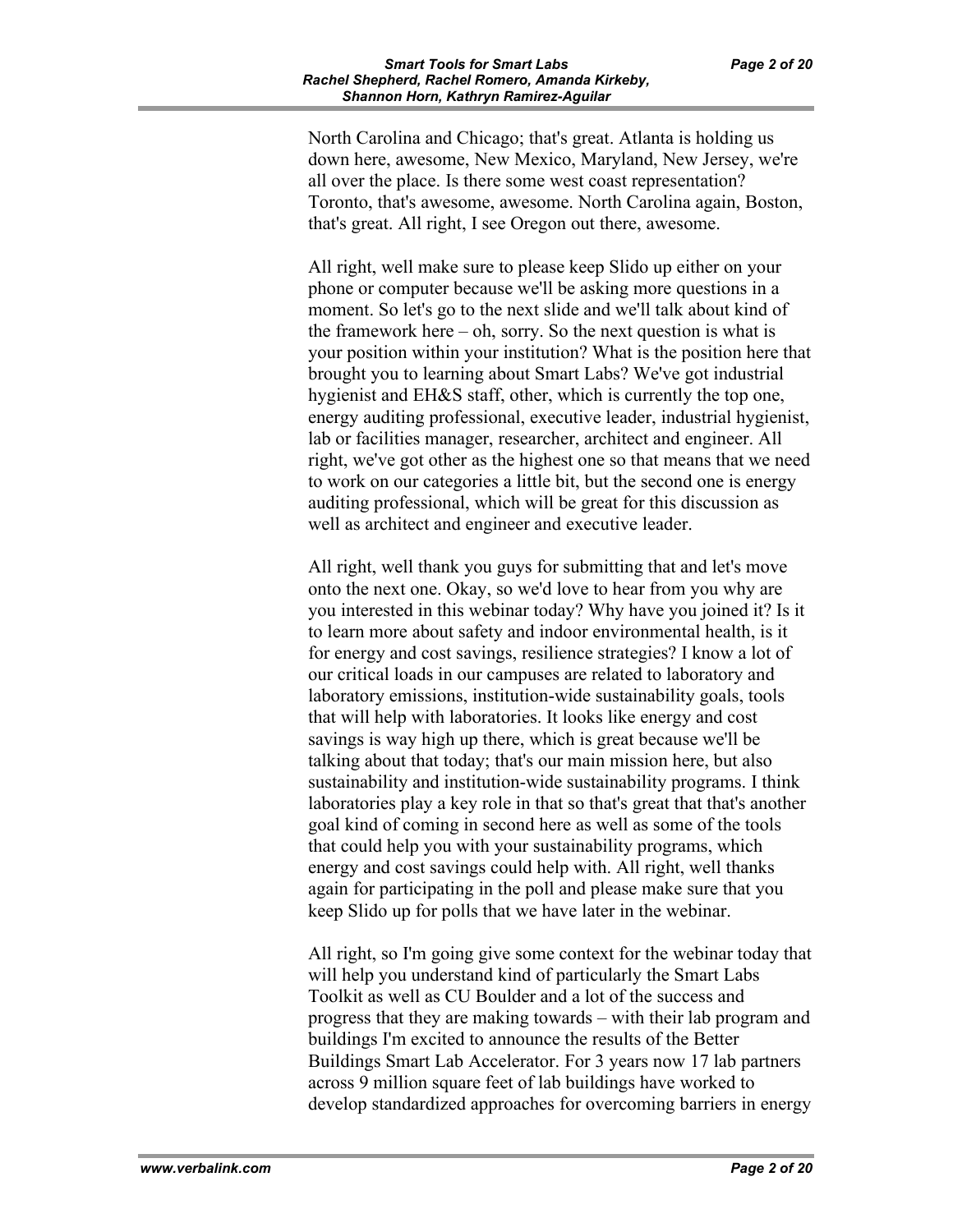North Carolina and Chicago; that's great. Atlanta is holding us down here, awesome, New Mexico, Maryland, New Jersey, we're all over the place. Is there some west coast representation? Toronto, that's awesome, awesome. North Carolina again, Boston, that's great. All right, I see Oregon out there, awesome.

All right, well make sure to please keep Slido up either on your phone or computer because we'll be asking more questions in a moment. So let's go to the next slide and we'll talk about kind of the framework here – oh, sorry. So the next question is what is your position within your institution? What is the position here that brought you to learning about Smart Labs? We've got industrial hygienist and EH&S staff, other, which is currently the top one, energy auditing professional, executive leader, industrial hygienist, lab or facilities manager, researcher, architect and engineer. All right, we've got other as the highest one so that means that we need to work on our categories a little bit, but the second one is energy auditing professional, which will be great for this discussion as well as architect and engineer and executive leader.

All right, well thank you guys for submitting that and let's move onto the next one. Okay, so we'd love to hear from you why are you interested in this webinar today? Why have you joined it? Is it to learn more about safety and indoor environmental health, is it for energy and cost savings, resilience strategies? I know a lot of our critical loads in our campuses are related to laboratory and laboratory emissions, institution-wide sustainability goals, tools that will help with laboratories. It looks like energy and cost savings is way high up there, which is great because we'll be talking about that today; that's our main mission here, but also sustainability and institution-wide sustainability programs. I think laboratories play a key role in that so that's great that that's another goal kind of coming in second here as well as some of the tools that could help you with your sustainability programs, which energy and cost savings could help with. All right, well thanks again for participating in the poll and please make sure that you keep Slido up for polls that we have later in the webinar.

All right, so I'm going give some context for the webinar today that will help you understand kind of particularly the Smart Labs Toolkit as well as CU Boulder and a lot of the success and progress that they are making towards – with their lab program and buildings I'm excited to announce the results of the Better Buildings Smart Lab Accelerator. For 3 years now 17 lab partners across 9 million square feet of lab buildings have worked to develop standardized approaches for overcoming barriers in energy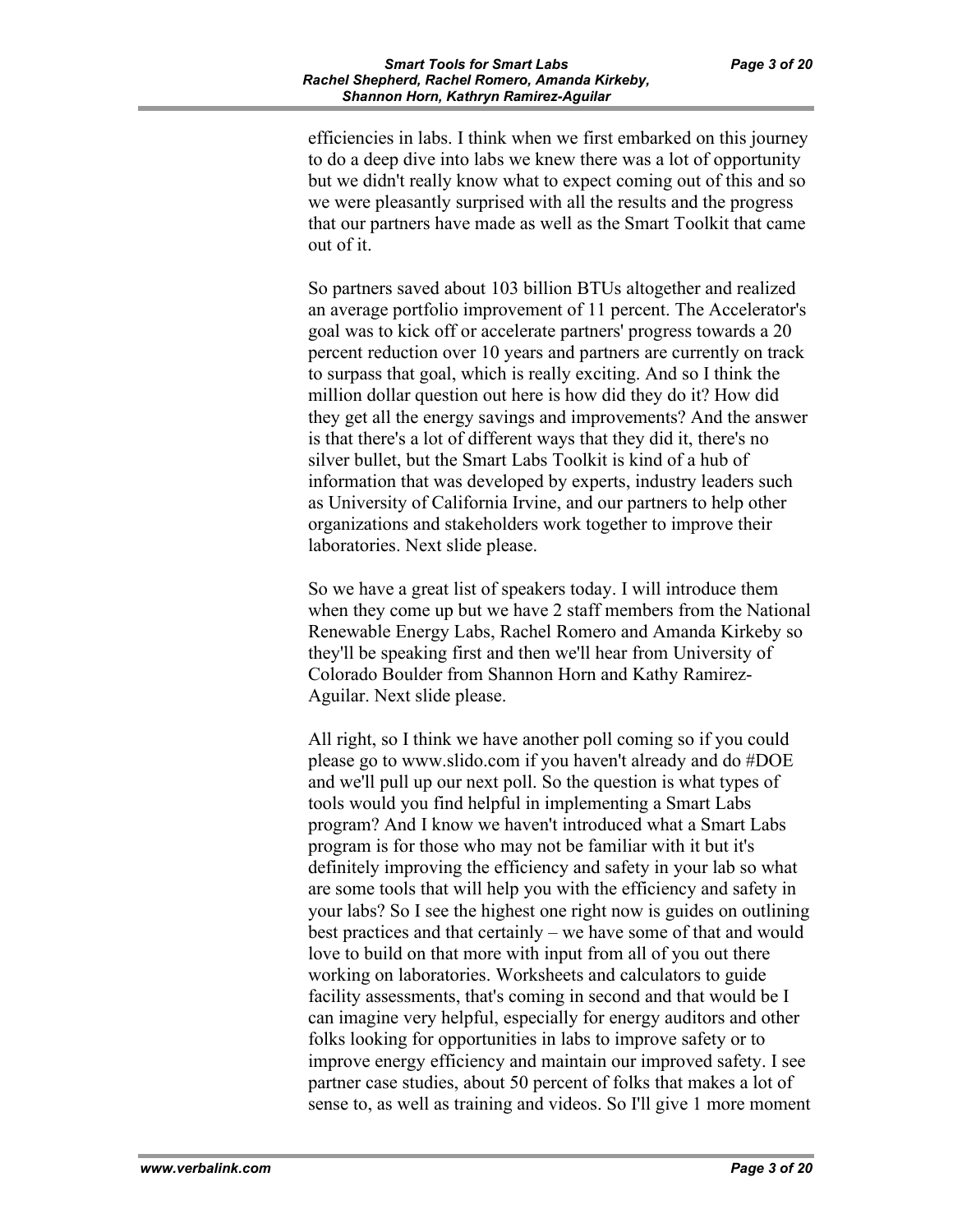efficiencies in labs. I think when we first embarked on this journey to do a deep dive into labs we knew there was a lot of opportunity but we didn't really know what to expect coming out of this and so we were pleasantly surprised with all the results and the progress that our partners have made as well as the Smart Toolkit that came out of it.

So partners saved about 103 billion BTUs altogether and realized an average portfolio improvement of 11 percent. The Accelerator's goal was to kick off or accelerate partners' progress towards a 20 percent reduction over 10 years and partners are currently on track to surpass that goal, which is really exciting. And so I think the million dollar question out here is how did they do it? How did they get all the energy savings and improvements? And the answer is that there's a lot of different ways that they did it, there's no silver bullet, but the Smart Labs Toolkit is kind of a hub of information that was developed by experts, industry leaders such as University of California Irvine, and our partners to help other organizations and stakeholders work together to improve their laboratories. Next slide please.

So we have a great list of speakers today. I will introduce them when they come up but we have 2 staff members from the National Renewable Energy Labs, Rachel Romero and Amanda Kirkeby so they'll be speaking first and then we'll hear from University of Colorado Boulder from Shannon Horn and Kathy Ramirez-Aguilar. Next slide please.

All right, so I think we have another poll coming so if you could please go to www.slido.com if you haven't already and do #DOE and we'll pull up our next poll. So the question is what types of tools would you find helpful in implementing a Smart Labs program? And I know we haven't introduced what a Smart Labs program is for those who may not be familiar with it but it's definitely improving the efficiency and safety in your lab so what are some tools that will help you with the efficiency and safety in your labs? So I see the highest one right now is guides on outlining best practices and that certainly – we have some of that and would love to build on that more with input from all of you out there working on laboratories. Worksheets and calculators to guide facility assessments, that's coming in second and that would be I can imagine very helpful, especially for energy auditors and other folks looking for opportunities in labs to improve safety or to improve energy efficiency and maintain our improved safety. I see partner case studies, about 50 percent of folks that makes a lot of sense to, as well as training and videos. So I'll give 1 more moment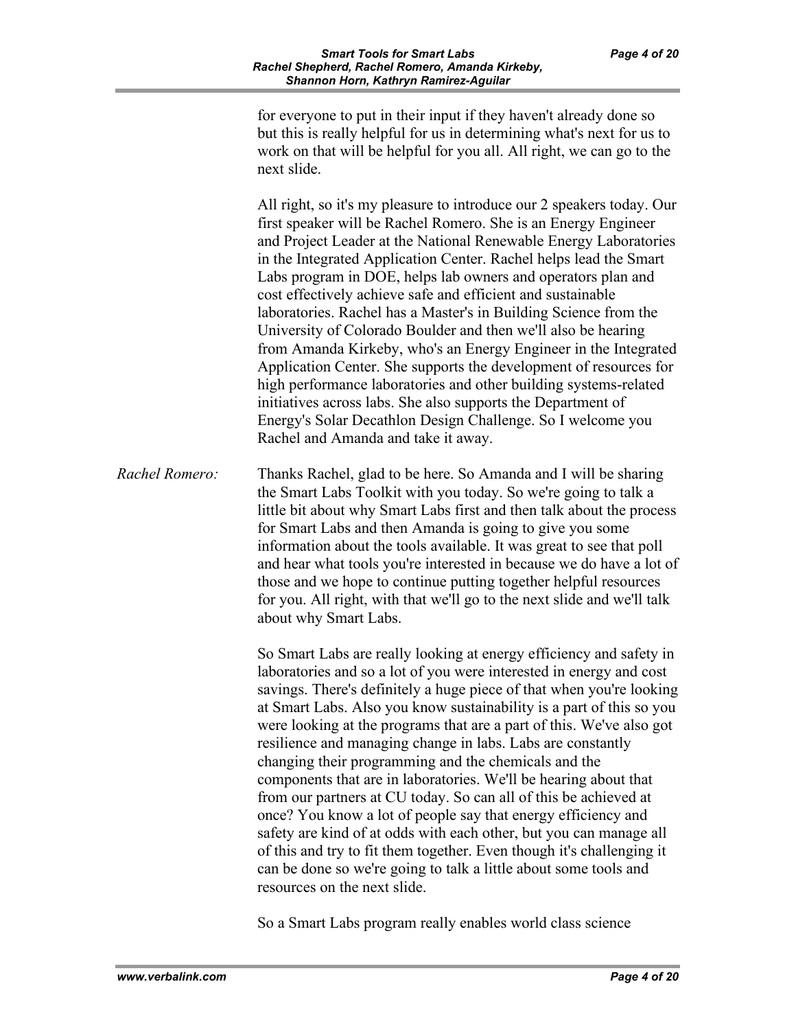for everyone to put in their input if they haven't already done so but this is really helpful for us in determining what's next for us to work on that will be helpful for you all. All right, we can go to the next slide.

All right, so it's my pleasure to introduce our 2 speakers today. Our first speaker will be Rachel Romero. She is an Energy Engineer and Project Leader at the National Renewable Energy Laboratories in the Integrated Application Center. Rachel helps lead the Smart Labs program in DOE, helps lab owners and operators plan and cost effectively achieve safe and efficient and sustainable laboratories. Rachel has a Master's in Building Science from the University of Colorado Boulder and then we'll also be hearing from Amanda Kirkeby, who's an Energy Engineer in the Integrated Application Center. She supports the development of resources for high performance laboratories and other building systems-related initiatives across labs. She also supports the Department of Energy's Solar Decathlon Design Challenge. So I welcome you Rachel and Amanda and take it away.

*Rachel Romero:* Thanks Rachel, glad to be here. So Amanda and I will be sharing the Smart Labs Toolkit with you today. So we're going to talk a little bit about why Smart Labs first and then talk about the process for Smart Labs and then Amanda is going to give you some information about the tools available. It was great to see that poll and hear what tools you're interested in because we do have a lot of those and we hope to continue putting together helpful resources for you. All right, with that we'll go to the next slide and we'll talk about why Smart Labs.

So Smart Labs are really looking at energy efficiency and safety in laboratories and so a lot of you were interested in energy and cost savings. There's definitely a huge piece of that when you're looking at Smart Labs. Also you know sustainability is a part of this so you were looking at the programs that are a part of this. We've also got resilience and managing change in labs. Labs are constantly changing their programming and the chemicals and the components that are in laboratories. We'll be hearing about that from our partners at CU today. So can all of this be achieved at once? You know a lot of people say that energy efficiency and safety are kind of at odds with each other, but you can manage all of this and try to fit them together. Even though it's challenging it can be done so we're going to talk a little about some tools and resources on the next slide.

So a Smart Labs program really enables world class science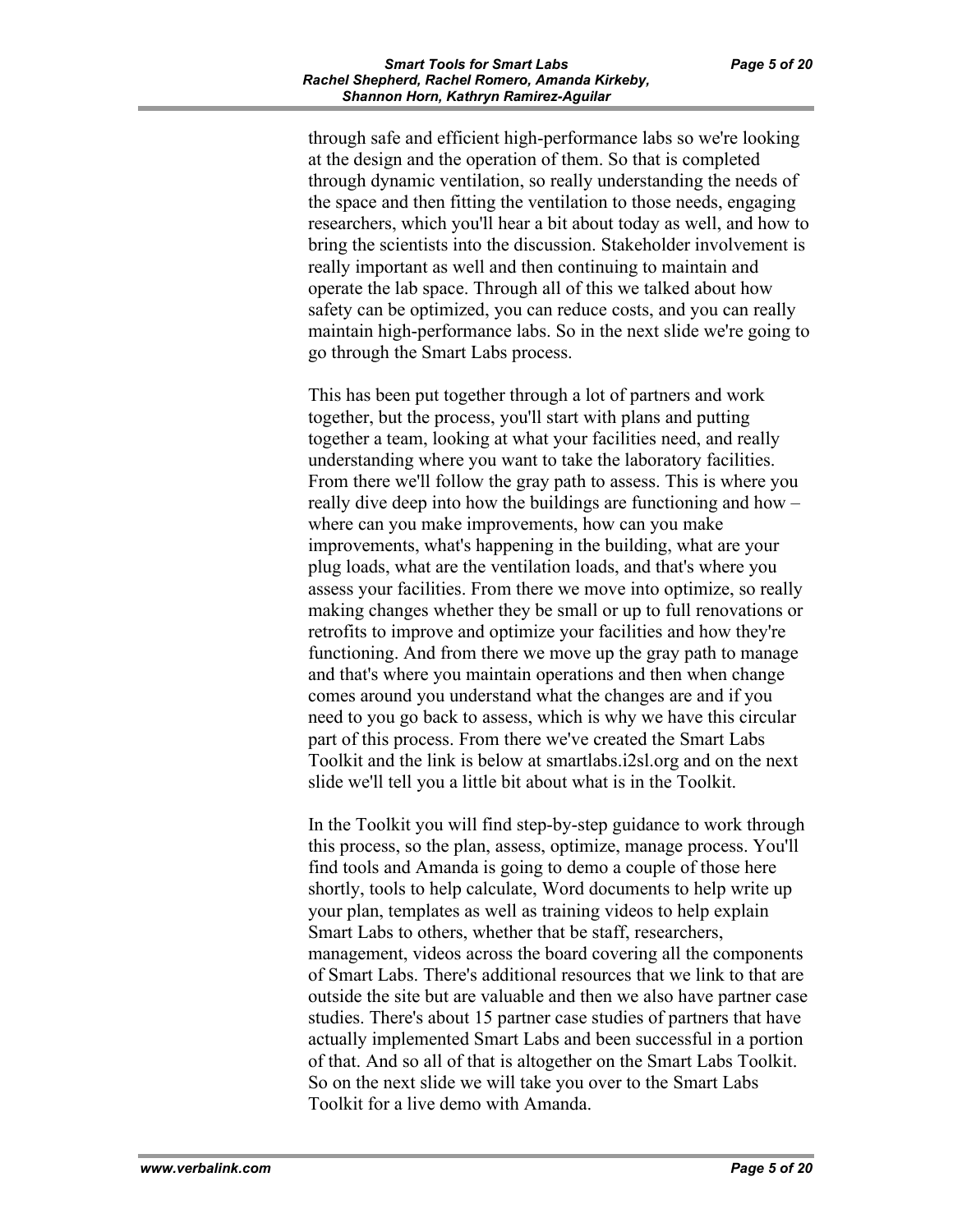through safe and efficient high-performance labs so we're looking at the design and the operation of them. So that is completed through dynamic ventilation, so really understanding the needs of the space and then fitting the ventilation to those needs, engaging researchers, which you'll hear a bit about today as well, and how to bring the scientists into the discussion. Stakeholder involvement is really important as well and then continuing to maintain and operate the lab space. Through all of this we talked about how safety can be optimized, you can reduce costs, and you can really maintain high-performance labs. So in the next slide we're going to go through the Smart Labs process.

This has been put together through a lot of partners and work together, but the process, you'll start with plans and putting together a team, looking at what your facilities need, and really understanding where you want to take the laboratory facilities. From there we'll follow the gray path to assess. This is where you really dive deep into how the buildings are functioning and how – where can you make improvements, how can you make improvements, what's happening in the building, what are your plug loads, what are the ventilation loads, and that's where you assess your facilities. From there we move into optimize, so really making changes whether they be small or up to full renovations or retrofits to improve and optimize your facilities and how they're functioning. And from there we move up the gray path to manage and that's where you maintain operations and then when change comes around you understand what the changes are and if you need to you go back to assess, which is why we have this circular part of this process. From there we've created the Smart Labs Toolkit and the link is below at smartlabs.i2sl.org and on the next slide we'll tell you a little bit about what is in the Toolkit.

In the Toolkit you will find step-by-step guidance to work through this process, so the plan, assess, optimize, manage process. You'll find tools and Amanda is going to demo a couple of those here shortly, tools to help calculate, Word documents to help write up your plan, templates as well as training videos to help explain Smart Labs to others, whether that be staff, researchers, management, videos across the board covering all the components of Smart Labs. There's additional resources that we link to that are outside the site but are valuable and then we also have partner case studies. There's about 15 partner case studies of partners that have actually implemented Smart Labs and been successful in a portion of that. And so all of that is altogether on the Smart Labs Toolkit. So on the next slide we will take you over to the Smart Labs Toolkit for a live demo with Amanda.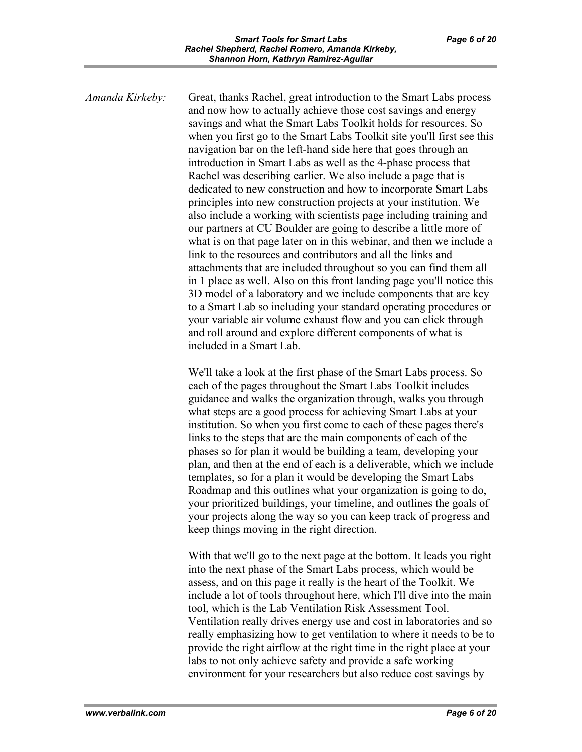*Amanda Kirkeby:* Great, thanks Rachel, great introduction to the Smart Labs process and now how to actually achieve those cost savings and energy savings and what the Smart Labs Toolkit holds for resources. So when you first go to the Smart Labs Toolkit site you'll first see this navigation bar on the left-hand side here that goes through an introduction in Smart Labs as well as the 4-phase process that Rachel was describing earlier. We also include a page that is dedicated to new construction and how to incorporate Smart Labs principles into new construction projects at your institution. We also include a working with scientists page including training and our partners at CU Boulder are going to describe a little more of what is on that page later on in this webinar, and then we include a link to the resources and contributors and all the links and attachments that are included throughout so you can find them all in 1 place as well. Also on this front landing page you'll notice this 3D model of a laboratory and we include components that are key to a Smart Lab so including your standard operating procedures or your variable air volume exhaust flow and you can click through and roll around and explore different components of what is included in a Smart Lab.

We'll take a look at the first phase of the Smart Labs process. So each of the pages throughout the Smart Labs Toolkit includes guidance and walks the organization through, walks you through what steps are a good process for achieving Smart Labs at your institution. So when you first come to each of these pages there's links to the steps that are the main components of each of the phases so for plan it would be building a team, developing your plan, and then at the end of each is a deliverable, which we include templates, so for a plan it would be developing the Smart Labs Roadmap and this outlines what your organization is going to do, your prioritized buildings, your timeline, and outlines the goals of your projects along the way so you can keep track of progress and keep things moving in the right direction.

With that we'll go to the next page at the bottom. It leads you right into the next phase of the Smart Labs process, which would be assess, and on this page it really is the heart of the Toolkit. We include a lot of tools throughout here, which I'll dive into the main tool, which is the Lab Ventilation Risk Assessment Tool. Ventilation really drives energy use and cost in laboratories and so really emphasizing how to get ventilation to where it needs to be to provide the right airflow at the right time in the right place at your labs to not only achieve safety and provide a safe working environment for your researchers but also reduce cost savings by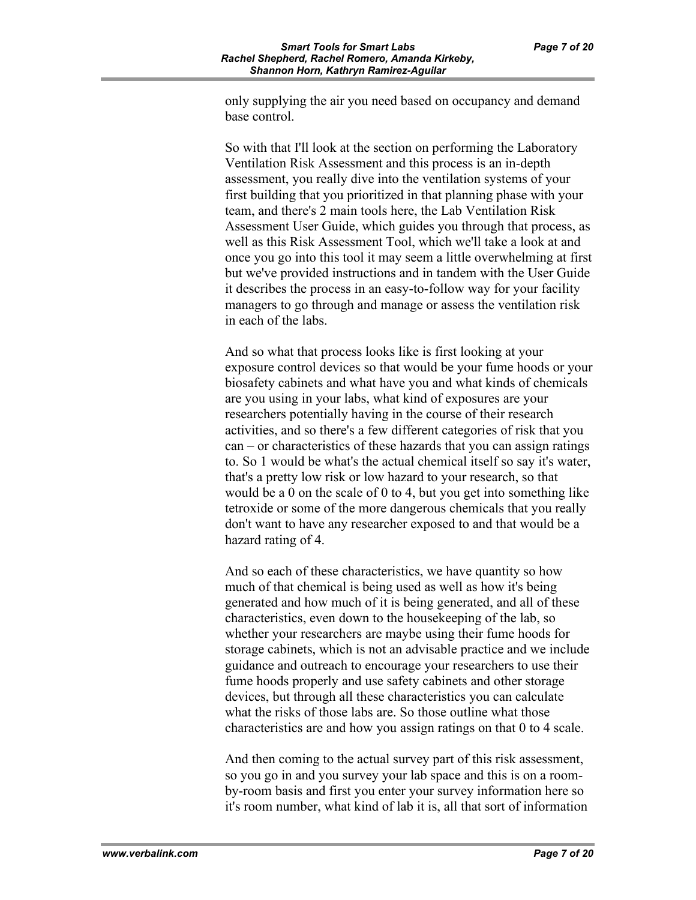only supplying the air you need based on occupancy and demand base control.

So with that I'll look at the section on performing the Laboratory Ventilation Risk Assessment and this process is an in-depth assessment, you really dive into the ventilation systems of your first building that you prioritized in that planning phase with your team, and there's 2 main tools here, the Lab Ventilation Risk Assessment User Guide, which guides you through that process, as well as this Risk Assessment Tool, which we'll take a look at and once you go into this tool it may seem a little overwhelming at first but we've provided instructions and in tandem with the User Guide it describes the process in an easy-to-follow way for your facility managers to go through and manage or assess the ventilation risk in each of the labs.

And so what that process looks like is first looking at your exposure control devices so that would be your fume hoods or your biosafety cabinets and what have you and what kinds of chemicals are you using in your labs, what kind of exposures are your researchers potentially having in the course of their research activities, and so there's a few different categories of risk that you can – or characteristics of these hazards that you can assign ratings to. So 1 would be what's the actual chemical itself so say it's water, that's a pretty low risk or low hazard to your research, so that would be a 0 on the scale of 0 to 4, but you get into something like tetroxide or some of the more dangerous chemicals that you really don't want to have any researcher exposed to and that would be a hazard rating of 4.

And so each of these characteristics, we have quantity so how much of that chemical is being used as well as how it's being generated and how much of it is being generated, and all of these characteristics, even down to the housekeeping of the lab, so whether your researchers are maybe using their fume hoods for storage cabinets, which is not an advisable practice and we include guidance and outreach to encourage your researchers to use their fume hoods properly and use safety cabinets and other storage devices, but through all these characteristics you can calculate what the risks of those labs are. So those outline what those characteristics are and how you assign ratings on that 0 to 4 scale.

And then coming to the actual survey part of this risk assessment, so you go in and you survey your lab space and this is on a room-by-room basis and first you enter your survey information here so it's room number, what kind of lab it is, all that sort of information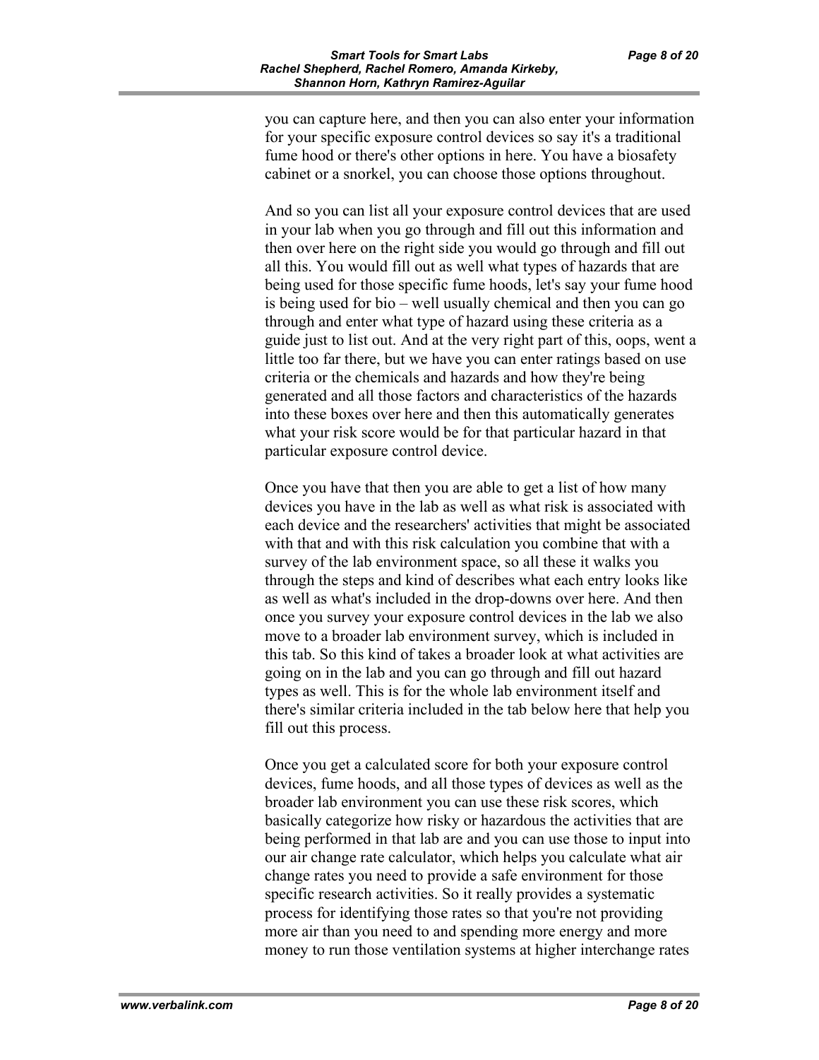you can capture here, and then you can also enter your information for your specific exposure control devices so say it's a traditional fume hood or there's other options in here. You have a biosafety cabinet or a snorkel, you can choose those options throughout.

And so you can list all your exposure control devices that are used in your lab when you go through and fill out this information and then over here on the right side you would go through and fill out all this. You would fill out as well what types of hazards that are being used for those specific fume hoods, let's say your fume hood is being used for bio – well usually chemical and then you can go through and enter what type of hazard using these criteria as a guide just to list out. And at the very right part of this, oops, went a little too far there, but we have you can enter ratings based on use criteria or the chemicals and hazards and how they're being generated and all those factors and characteristics of the hazards into these boxes over here and then this automatically generates what your risk score would be for that particular hazard in that particular exposure control device.

Once you have that then you are able to get a list of how many devices you have in the lab as well as what risk is associated with each device and the researchers' activities that might be associated with that and with this risk calculation you combine that with a survey of the lab environment space, so all these it walks you through the steps and kind of describes what each entry looks like as well as what's included in the drop-downs over here. And then once you survey your exposure control devices in the lab we also move to a broader lab environment survey, which is included in this tab. So this kind of takes a broader look at what activities are going on in the lab and you can go through and fill out hazard types as well. This is for the whole lab environment itself and there's similar criteria included in the tab below here that help you fill out this process.

Once you get a calculated score for both your exposure control devices, fume hoods, and all those types of devices as well as the broader lab environment you can use these risk scores, which basically categorize how risky or hazardous the activities that are being performed in that lab are and you can use those to input into our air change rate calculator, which helps you calculate what air change rates you need to provide a safe environment for those specific research activities. So it really provides a systematic process for identifying those rates so that you're not providing more air than you need to and spending more energy and more money to run those ventilation systems at higher interchange rates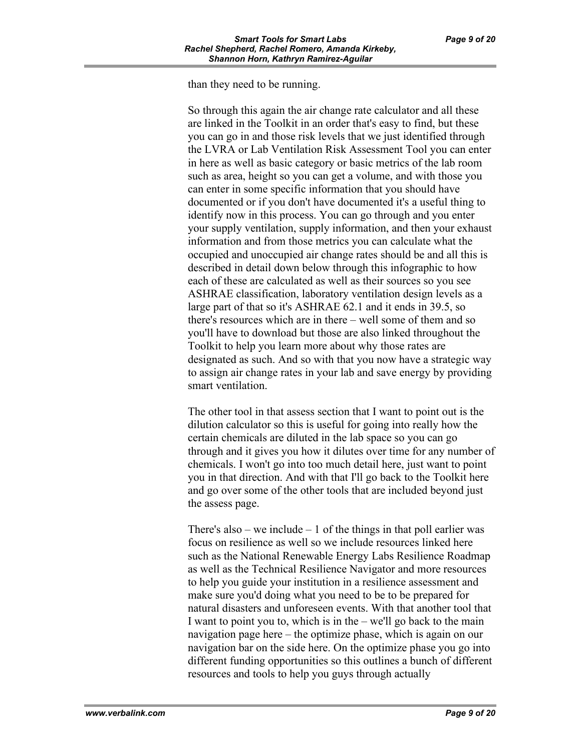than they need to be running.

So through this again the air change rate calculator and all these are linked in the Toolkit in an order that's easy to find, but these you can go in and those risk levels that we just identified through the LVRA or Lab Ventilation Risk Assessment Tool you can enter in here as well as basic category or basic metrics of the lab room such as area, height so you can get a volume, and with those you can enter in some specific information that you should have documented or if you don't have documented it's a useful thing to identify now in this process. You can go through and you enter your supply ventilation, supply information, and then your exhaust information and from those metrics you can calculate what the occupied and unoccupied air change rates should be and all this is described in detail down below through this infographic to how each of these are calculated as well as their sources so you see ASHRAE classification, laboratory ventilation design levels as a large part of that so it's ASHRAE 62.1 and it ends in 39.5, so there's resources which are in there – well some of them and so you'll have to download but those are also linked throughout the Toolkit to help you learn more about why those rates are designated as such. And so with that you now have a strategic way to assign air change rates in your lab and save energy by providing smart ventilation.

The other tool in that assess section that I want to point out is the dilution calculator so this is useful for going into really how the certain chemicals are diluted in the lab space so you can go through and it gives you how it dilutes over time for any number of chemicals. I won't go into too much detail here, just want to point you in that direction. And with that I'll go back to the Toolkit here and go over some of the other tools that are included beyond just the assess page.

There's also – we include – 1 of the things in that poll earlier was focus on resilience as well so we include resources linked here such as the National Renewable Energy Labs Resilience Roadmap as well as the Technical Resilience Navigator and more resources to help you guide your institution in a resilience assessment and make sure you'd doing what you need to be to be prepared for natural disasters and unforeseen events. With that another tool that I want to point you to, which is in the – we'll go back to the main navigation page here – the optimize phase, which is again on our navigation bar on the side here. On the optimize phase you go into different funding opportunities so this outlines a bunch of different resources and tools to help you guys through actually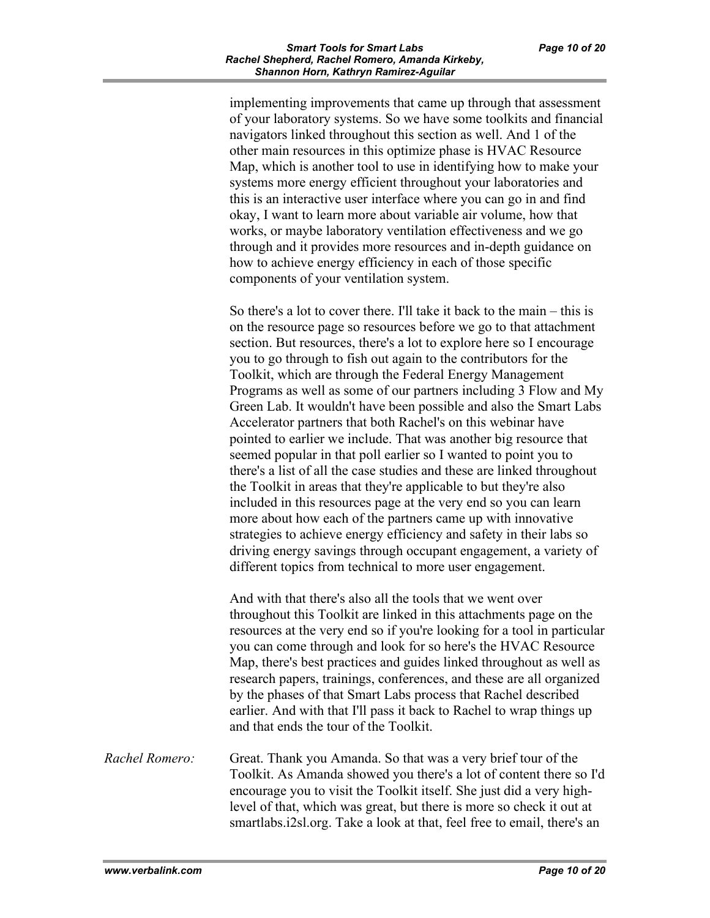implementing improvements that came up through that assessment of your laboratory systems. So we have some toolkits and financial navigators linked throughout this section as well. And 1 of the other main resources in this optimize phase is HVAC Resource Map, which is another tool to use in identifying how to make your systems more energy efficient throughout your laboratories and this is an interactive user interface where you can go in and find okay, I want to learn more about variable air volume, how that works, or maybe laboratory ventilation effectiveness and we go through and it provides more resources and in-depth guidance on how to achieve energy efficiency in each of those specific components of your ventilation system.

So there's a lot to cover there. I'll take it back to the main – this is on the resource page so resources before we go to that attachment section. But resources, there's a lot to explore here so I encourage you to go through to fish out again to the contributors for the Toolkit, which are through the Federal Energy Management Programs as well as some of our partners including 3 Flow and My Green Lab. It wouldn't have been possible and also the Smart Labs Accelerator partners that both Rachel's on this webinar have pointed to earlier we include. That was another big resource that seemed popular in that poll earlier so I wanted to point you to there's a list of all the case studies and these are linked throughout the Toolkit in areas that they're applicable to but they're also included in this resources page at the very end so you can learn more about how each of the partners came up with innovative strategies to achieve energy efficiency and safety in their labs so driving energy savings through occupant engagement, a variety of different topics from technical to more user engagement.

And with that there's also all the tools that we went over throughout this Toolkit are linked in this attachments page on the resources at the very end so if you're looking for a tool in particular you can come through and look for so here's the HVAC Resource Map, there's best practices and guides linked throughout as well as research papers, trainings, conferences, and these are all organized by the phases of that Smart Labs process that Rachel described earlier. And with that I'll pass it back to Rachel to wrap things up and that ends the tour of the Toolkit.

*Rachel Romero:* Great. Thank you Amanda. So that was a very brief tour of the Toolkit. As Amanda showed you there's a lot of content there so I'd encourage you to visit the Toolkit itself. She just did a very high-level of that, which was great, but there is more so check it out at smartlabs.i2sl.org. Take a look at that, feel free to email, there's an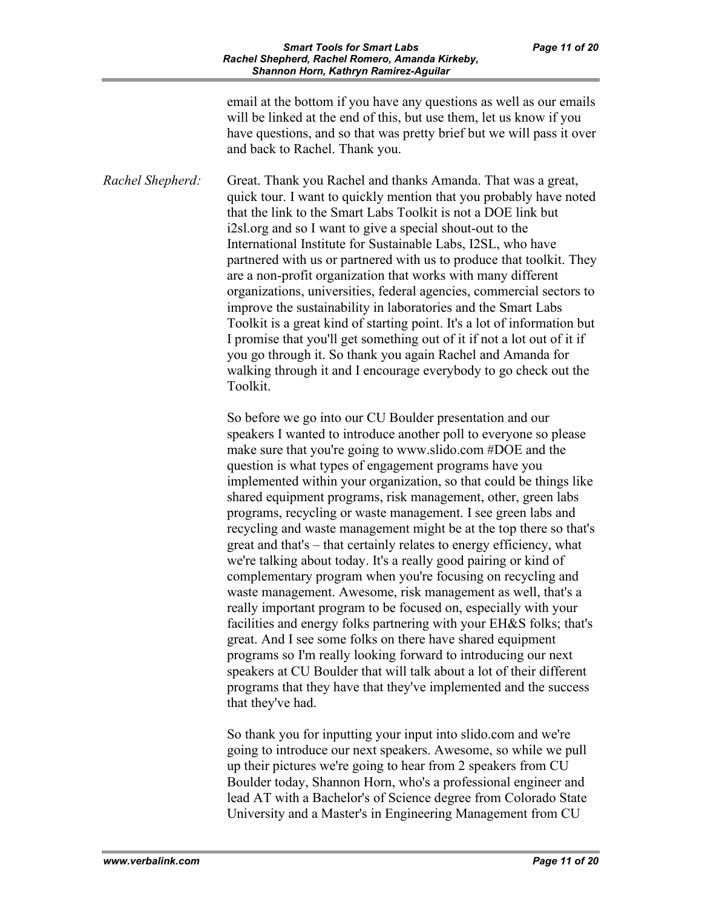email at the bottom if you have any questions as well as our emails will be linked at the end of this, but use them, let us know if you have questions, and so that was pretty brief but we will pass it over and back to Rachel. Thank you.

*Rachel Shepherd:* Great. Thank you Rachel and thanks Amanda. That was a great, quick tour. I want to quickly mention that you probably have noted that the link to the Smart Labs Toolkit is not a DOE link but i2sl.org and so I want to give a special shout-out to the International Institute for Sustainable Labs, I2SL, who have partnered with us or partnered with us to produce that toolkit. They are a non-profit organization that works with many different organizations, universities, federal agencies, commercial sectors to improve the sustainability in laboratories and the Smart Labs Toolkit is a great kind of starting point. It's a lot of information but I promise that you'll get something out of it if not a lot out of it if you go through it. So thank you again Rachel and Amanda for walking through it and I encourage everybody to go check out the Toolkit.

So before we go into our CU Boulder presentation and our speakers I wanted to introduce another poll to everyone so please make sure that you're going to www.slido.com #DOE and the question is what types of engagement programs have you implemented within your organization, so that could be things like shared equipment programs, risk management, other, green labs programs, recycling or waste management. I see green labs and recycling and waste management might be at the top there so that's great and that's – that certainly relates to energy efficiency, what we're talking about today. It's a really good pairing or kind of complementary program when you're focusing on recycling and waste management. Awesome, risk management as well, that's a really important program to be focused on, especially with your facilities and energy folks partnering with your EH&S folks; that's great. And I see some folks on there have shared equipment programs so I'm really looking forward to introducing our next speakers at CU Boulder that will talk about a lot of their different programs that they have that they've implemented and the success that they've had.

So thank you for inputting your input into slido.com and we're going to introduce our next speakers. Awesome, so while we pull up their pictures we're going to hear from 2 speakers from CU Boulder today, Shannon Horn, who's a professional engineer and lead AT with a Bachelor's of Science degree from Colorado State University and a Master's in Engineering Management from CU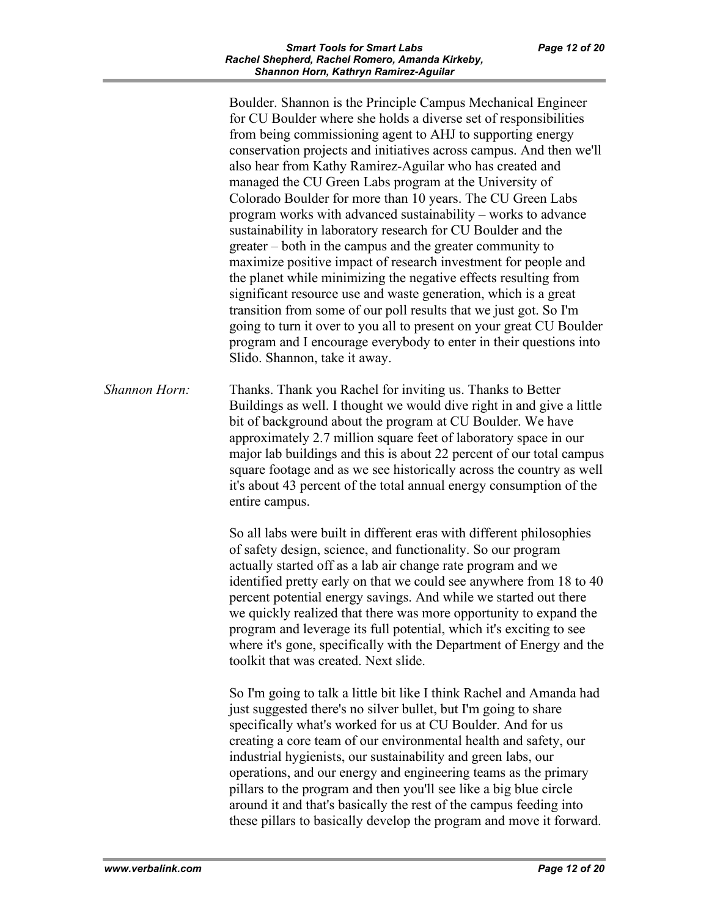Boulder. Shannon is the Principle Campus Mechanical Engineer for CU Boulder where she holds a diverse set of responsibilities from being commissioning agent to AHJ to supporting energy conservation projects and initiatives across campus. And then we'll also hear from Kathy Ramirez-Aguilar who has created and managed the CU Green Labs program at the University of Colorado Boulder for more than 10 years. The CU Green Labs program works with advanced sustainability – works to advance sustainability in laboratory research for CU Boulder and the greater – both in the campus and the greater community to maximize positive impact of research investment for people and the planet while minimizing the negative effects resulting from significant resource use and waste generation, which is a great transition from some of our poll results that we just got. So I'm going to turn it over to you all to present on your great CU Boulder program and I encourage everybody to enter in their questions into Slido. Shannon, take it away.

*Shannon Horn:* Thanks. Thank you Rachel for inviting us. Thanks to Better Buildings as well. I thought we would dive right in and give a little bit of background about the program at CU Boulder. We have approximately 2.7 million square feet of laboratory space in our major lab buildings and this is about 22 percent of our total campus square footage and as we see historically across the country as well it's about 43 percent of the total annual energy consumption of the entire campus.

So all labs were built in different eras with different philosophies of safety design, science, and functionality. So our program actually started off as a lab air change rate program and we identified pretty early on that we could see anywhere from 18 to 40 percent potential energy savings. And while we started out there we quickly realized that there was more opportunity to expand the program and leverage its full potential, which it's exciting to see where it's gone, specifically with the Department of Energy and the toolkit that was created. Next slide.

So I'm going to talk a little bit like I think Rachel and Amanda had just suggested there's no silver bullet, but I'm going to share specifically what's worked for us at CU Boulder. And for us creating a core team of our environmental health and safety, our industrial hygienists, our sustainability and green labs, our operations, and our energy and engineering teams as the primary pillars to the program and then you'll see like a big blue circle around it and that's basically the rest of the campus feeding into these pillars to basically develop the program and move it forward.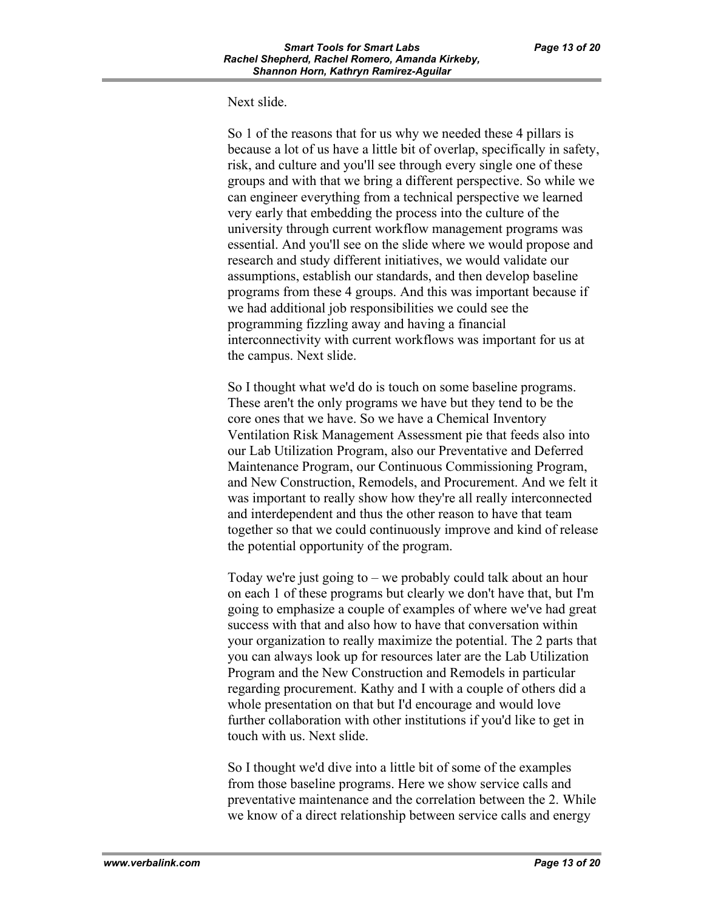Next slide.

So 1 of the reasons that for us why we needed these 4 pillars is because a lot of us have a little bit of overlap, specifically in safety, risk, and culture and you'll see through every single one of these groups and with that we bring a different perspective. So while we can engineer everything from a technical perspective we learned very early that embedding the process into the culture of the university through current workflow management programs was essential. And you'll see on the slide where we would propose and research and study different initiatives, we would validate our assumptions, establish our standards, and then develop baseline programs from these 4 groups. And this was important because if we had additional job responsibilities we could see the programming fizzling away and having a financial interconnectivity with current workflows was important for us at the campus. Next slide.

So I thought what we'd do is touch on some baseline programs. These aren't the only programs we have but they tend to be the core ones that we have. So we have a Chemical Inventory Ventilation Risk Management Assessment pie that feeds also into our Lab Utilization Program, also our Preventative and Deferred Maintenance Program, our Continuous Commissioning Program, and New Construction, Remodels, and Procurement. And we felt it was important to really show how they're all really interconnected and interdependent and thus the other reason to have that team together so that we could continuously improve and kind of release the potential opportunity of the program.

Today we're just going to – we probably could talk about an hour on each 1 of these programs but clearly we don't have that, but I'm going to emphasize a couple of examples of where we've had great success with that and also how to have that conversation within your organization to really maximize the potential. The 2 parts that you can always look up for resources later are the Lab Utilization Program and the New Construction and Remodels in particular regarding procurement. Kathy and I with a couple of others did a whole presentation on that but I'd encourage and would love further collaboration with other institutions if you'd like to get in touch with us. Next slide.

So I thought we'd dive into a little bit of some of the examples from those baseline programs. Here we show service calls and preventative maintenance and the correlation between the 2. While we know of a direct relationship between service calls and energy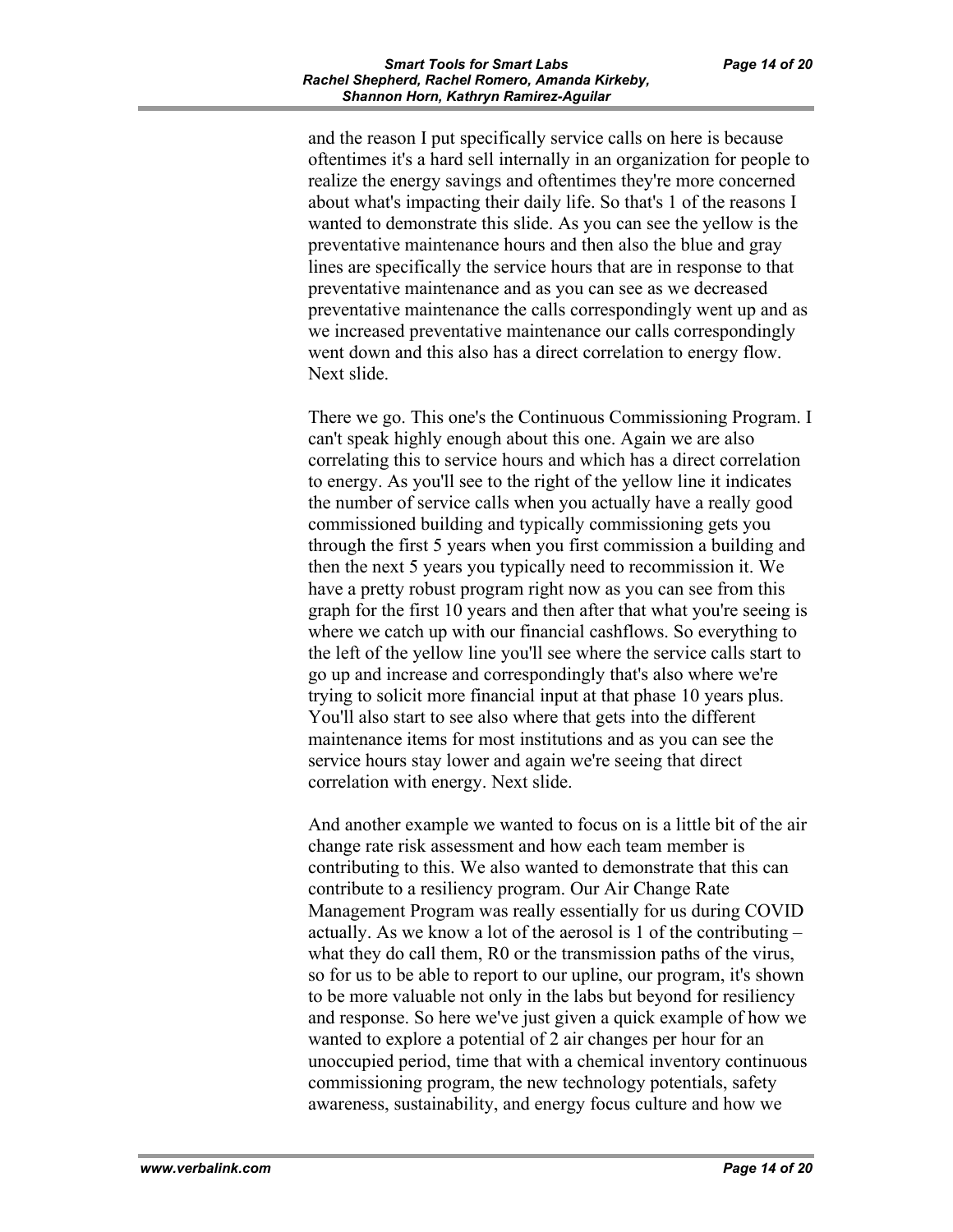and the reason I put specifically service calls on here is because oftentimes it's a hard sell internally in an organization for people to realize the energy savings and oftentimes they're more concerned about what's impacting their daily life. So that's 1 of the reasons I wanted to demonstrate this slide. As you can see the yellow is the preventative maintenance hours and then also the blue and gray lines are specifically the service hours that are in response to that preventative maintenance and as you can see as we decreased preventative maintenance the calls correspondingly went up and as we increased preventative maintenance our calls correspondingly went down and this also has a direct correlation to energy flow. Next slide.

There we go. This one's the Continuous Commissioning Program. I can't speak highly enough about this one. Again we are also correlating this to service hours and which has a direct correlation to energy. As you'll see to the right of the yellow line it indicates the number of service calls when you actually have a really good commissioned building and typically commissioning gets you through the first 5 years when you first commission a building and then the next 5 years you typically need to recommission it. We have a pretty robust program right now as you can see from this graph for the first 10 years and then after that what you're seeing is where we catch up with our financial cashflows. So everything to the left of the yellow line you'll see where the service calls start to go up and increase and correspondingly that's also where we're trying to solicit more financial input at that phase 10 years plus. You'll also start to see also where that gets into the different maintenance items for most institutions and as you can see the service hours stay lower and again we're seeing that direct correlation with energy. Next slide.

And another example we wanted to focus on is a little bit of the air change rate risk assessment and how each team member is contributing to this. We also wanted to demonstrate that this can contribute to a resiliency program. Our Air Change Rate Management Program was really essentially for us during COVID actually. As we know a lot of the aerosol is 1 of the contributing – what they do call them, R0 or the transmission paths of the virus, so for us to be able to report to our upline, our program, it's shown to be more valuable not only in the labs but beyond for resiliency and response. So here we've just given a quick example of how we wanted to explore a potential of 2 air changes per hour for an unoccupied period, time that with a chemical inventory continuous commissioning program, the new technology potentials, safety awareness, sustainability, and energy focus culture and how we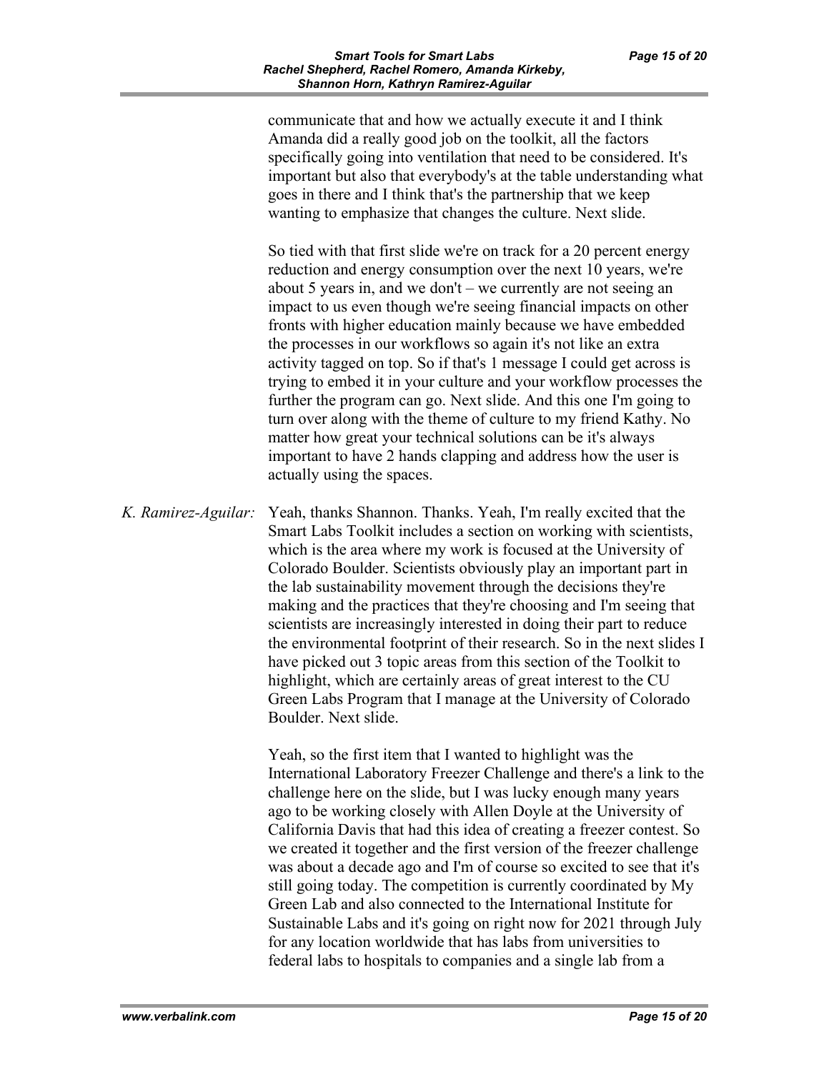communicate that and how we actually execute it and I think Amanda did a really good job on the toolkit, all the factors specifically going into ventilation that need to be considered. It's important but also that everybody's at the table understanding what goes in there and I think that's the partnership that we keep wanting to emphasize that changes the culture. Next slide.

So tied with that first slide we're on track for a 20 percent energy reduction and energy consumption over the next 10 years, we're about 5 years in, and we don't – we currently are not seeing an impact to us even though we're seeing financial impacts on other fronts with higher education mainly because we have embedded the processes in our workflows so again it's not like an extra activity tagged on top. So if that's 1 message I could get across is trying to embed it in your culture and your workflow processes the further the program can go. Next slide. And this one I'm going to turn over along with the theme of culture to my friend Kathy. No matter how great your technical solutions can be it's always important to have 2 hands clapping and address how the user is actually using the spaces.

*K. Ramirez-Aguilar:* Yeah, thanks Shannon. Thanks. Yeah, I'm really excited that the Smart Labs Toolkit includes a section on working with scientists, which is the area where my work is focused at the University of Colorado Boulder. Scientists obviously play an important part in the lab sustainability movement through the decisions they're making and the practices that they're choosing and I'm seeing that scientists are increasingly interested in doing their part to reduce the environmental footprint of their research. So in the next slides I have picked out 3 topic areas from this section of the Toolkit to highlight, which are certainly areas of great interest to the CU Green Labs Program that I manage at the University of Colorado Boulder. Next slide.

Yeah, so the first item that I wanted to highlight was the International Laboratory Freezer Challenge and there's a link to the challenge here on the slide, but I was lucky enough many years ago to be working closely with Allen Doyle at the University of California Davis that had this idea of creating a freezer contest. So we created it together and the first version of the freezer challenge was about a decade ago and I'm of course so excited to see that it's still going today. The competition is currently coordinated by My Green Lab and also connected to the International Institute for Sustainable Labs and it's going on right now for 2021 through July for any location worldwide that has labs from universities to federal labs to hospitals to companies and a single lab from a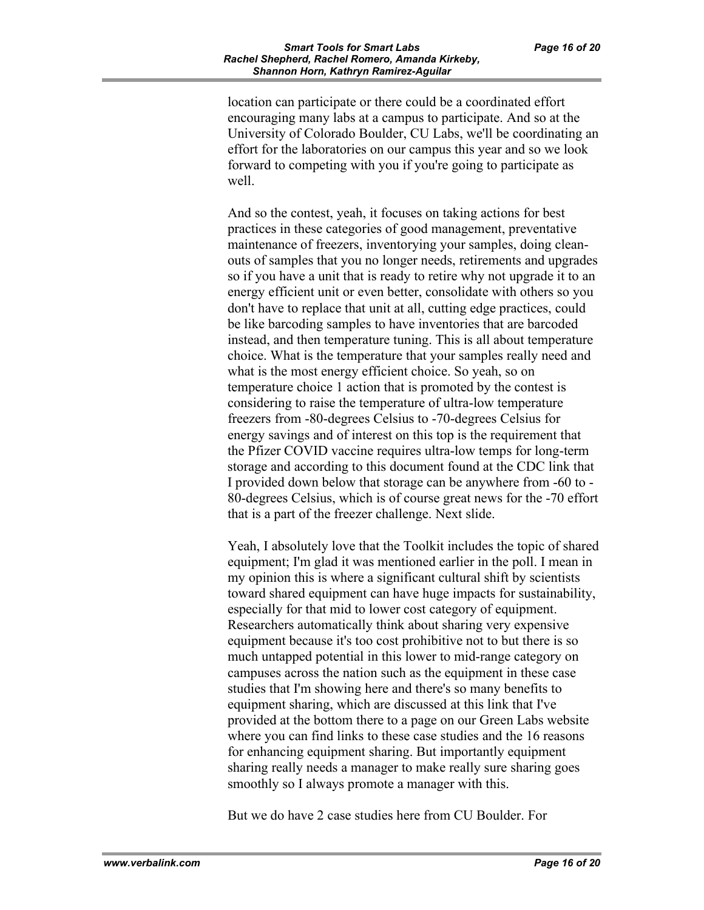location can participate or there could be a coordinated effort encouraging many labs at a campus to participate. And so at the University of Colorado Boulder, CU Labs, we'll be coordinating an effort for the laboratories on our campus this year and so we look forward to competing with you if you're going to participate as well.

And so the contest, yeah, it focuses on taking actions for best practices in these categories of good management, preventative maintenance of freezers, inventorying your samples, doing clean-outs of samples that you no longer needs, retirements and upgrades so if you have a unit that is ready to retire why not upgrade it to an energy efficient unit or even better, consolidate with others so you don't have to replace that unit at all, cutting edge practices, could be like barcoding samples to have inventories that are barcoded instead, and then temperature tuning. This is all about temperature choice. What is the temperature that your samples really need and what is the most energy efficient choice. So yeah, so on temperature choice 1 action that is promoted by the contest is considering to raise the temperature of ultra-low temperature freezers from -80-degrees Celsius to -70-degrees Celsius for energy savings and of interest on this top is the requirement that the Pfizer COVID vaccine requires ultra-low temps for long-term storage and according to this document found at the CDC link that I provided down below that storage can be anywhere from -60 to -80-degrees Celsius, which is of course great news for the -70 effort that is a part of the freezer challenge. Next slide.

Yeah, I absolutely love that the Toolkit includes the topic of shared equipment; I'm glad it was mentioned earlier in the poll. I mean in my opinion this is where a significant cultural shift by scientists toward shared equipment can have huge impacts for sustainability, especially for that mid to lower cost category of equipment. Researchers automatically think about sharing very expensive equipment because it's too cost prohibitive not to but there is so much untapped potential in this lower to mid-range category on campuses across the nation such as the equipment in these case studies that I'm showing here and there's so many benefits to equipment sharing, which are discussed at this link that I've provided at the bottom there to a page on our Green Labs website where you can find links to these case studies and the 16 reasons for enhancing equipment sharing. But importantly equipment sharing really needs a manager to make really sure sharing goes smoothly so I always promote a manager with this.

But we do have 2 case studies here from CU Boulder. For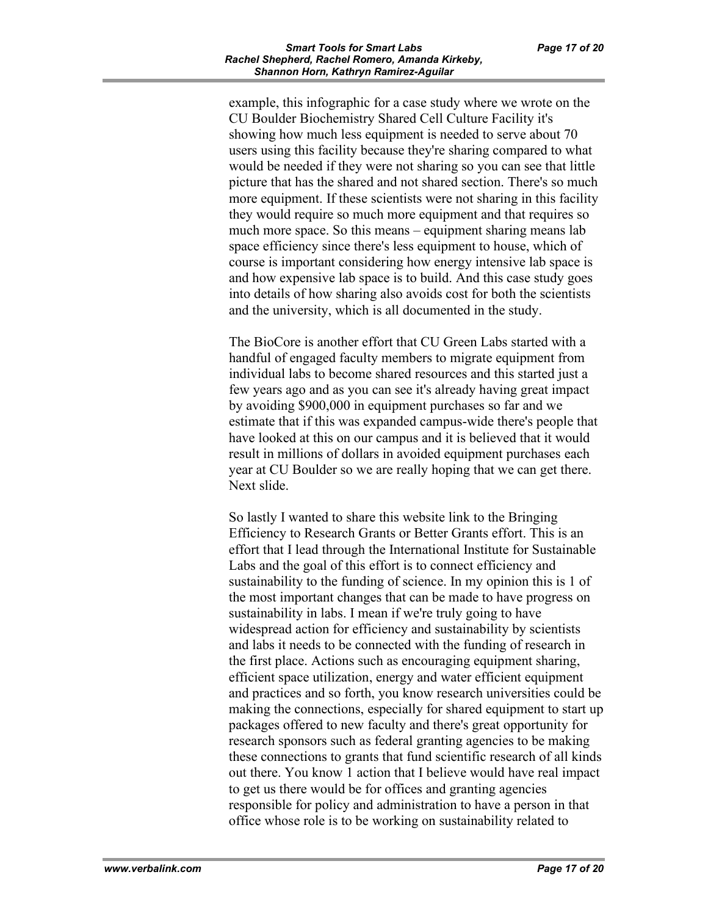example, this infographic for a case study where we wrote on the CU Boulder Biochemistry Shared Cell Culture Facility it's showing how much less equipment is needed to serve about 70 users using this facility because they're sharing compared to what would be needed if they were not sharing so you can see that little picture that has the shared and not shared section. There's so much more equipment. If these scientists were not sharing in this facility they would require so much more equipment and that requires so much more space. So this means – equipment sharing means lab space efficiency since there's less equipment to house, which of course is important considering how energy intensive lab space is and how expensive lab space is to build. And this case study goes into details of how sharing also avoids cost for both the scientists and the university, which is all documented in the study.

The BioCore is another effort that CU Green Labs started with a handful of engaged faculty members to migrate equipment from individual labs to become shared resources and this started just a few years ago and as you can see it's already having great impact by avoiding $900,000 in equipment purchases so far and we estimate that if this was expanded campus-wide there's people that have looked at this on our campus and it is believed that it would result in millions of dollars in avoided equipment purchases each year at CU Boulder so we are really hoping that we can get there. Next slide.

So lastly I wanted to share this website link to the Bringing Efficiency to Research Grants or Better Grants effort. This is an effort that I lead through the International Institute for Sustainable Labs and the goal of this effort is to connect efficiency and sustainability to the funding of science. In my opinion this is 1 of the most important changes that can be made to have progress on sustainability in labs. I mean if we're truly going to have widespread action for efficiency and sustainability by scientists and labs it needs to be connected with the funding of research in the first place. Actions such as encouraging equipment sharing, efficient space utilization, energy and water efficient equipment and practices and so forth, you know research universities could be making the connections, especially for shared equipment to start up packages offered to new faculty and there's great opportunity for research sponsors such as federal granting agencies to be making these connections to grants that fund scientific research of all kinds out there. You know 1 action that I believe would have real impact to get us there would be for offices and granting agencies responsible for policy and administration to have a person in that office whose role is to be working on sustainability related to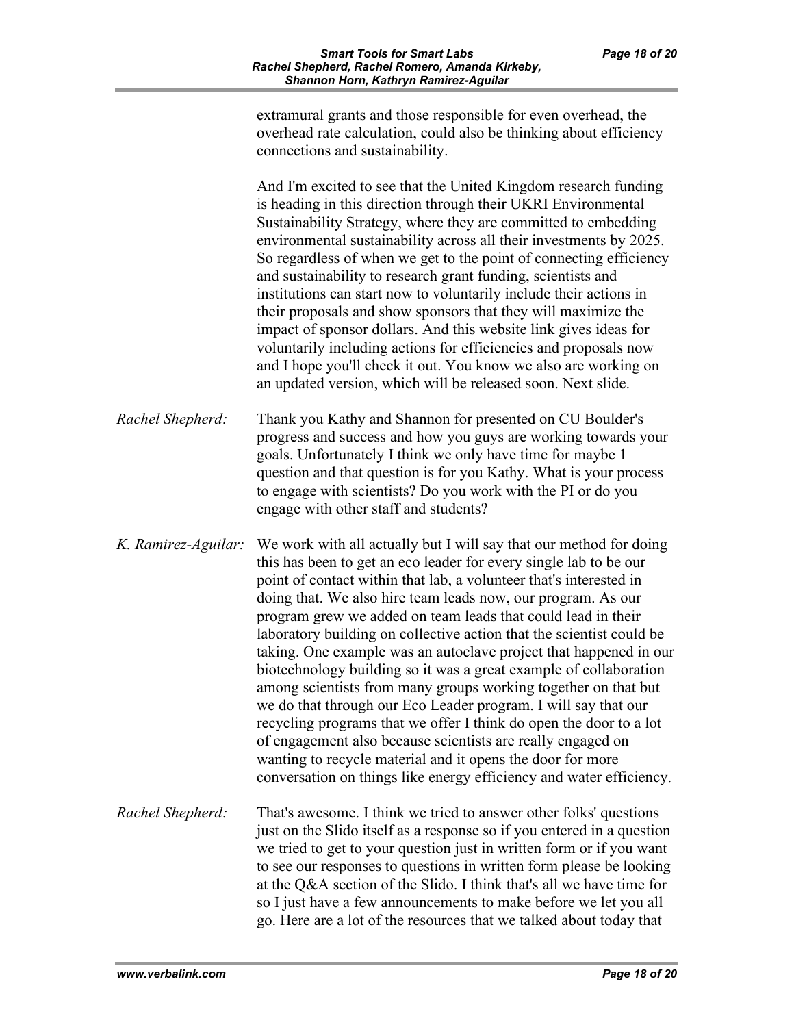extramural grants and those responsible for even overhead, the overhead rate calculation, could also be thinking about efficiency connections and sustainability.

And I'm excited to see that the United Kingdom research funding is heading in this direction through their UKRI Environmental Sustainability Strategy, where they are committed to embedding environmental sustainability across all their investments by 2025. So regardless of when we get to the point of connecting efficiency and sustainability to research grant funding, scientists and institutions can start now to voluntarily include their actions in their proposals and show sponsors that they will maximize the impact of sponsor dollars. And this website link gives ideas for voluntarily including actions for efficiencies and proposals now and I hope you'll check it out. You know we also are working on an updated version, which will be released soon. Next slide.

*Rachel Shepherd:* Thank you Kathy and Shannon for presented on CU Boulder's progress and success and how you guys are working towards your goals. Unfortunately I think we only have time for maybe 1 question and that question is for you Kathy. What is your process to engage with scientists? Do you work with the PI or do you engage with other staff and students?

*K. Ramirez-Aguilar:* We work with all actually but I will say that our method for doing this has been to get an eco leader for every single lab to be our point of contact within that lab, a volunteer that's interested in doing that. We also hire team leads now, our program. As our program grew we added on team leads that could lead in their laboratory building on collective action that the scientist could be taking. One example was an autoclave project that happened in our biotechnology building so it was a great example of collaboration among scientists from many groups working together on that but we do that through our Eco Leader program. I will say that our recycling programs that we offer I think do open the door to a lot of engagement also because scientists are really engaged on wanting to recycle material and it opens the door for more conversation on things like energy efficiency and water efficiency.

*Rachel Shepherd:* That's awesome. I think we tried to answer other folks' questions just on the Slido itself as a response so if you entered in a question we tried to get to your question just in written form or if you want to see our responses to questions in written form please be looking at the Q&A section of the Slido. I think that's all we have time for so I just have a few announcements to make before we let you all go. Here are a lot of the resources that we talked about today that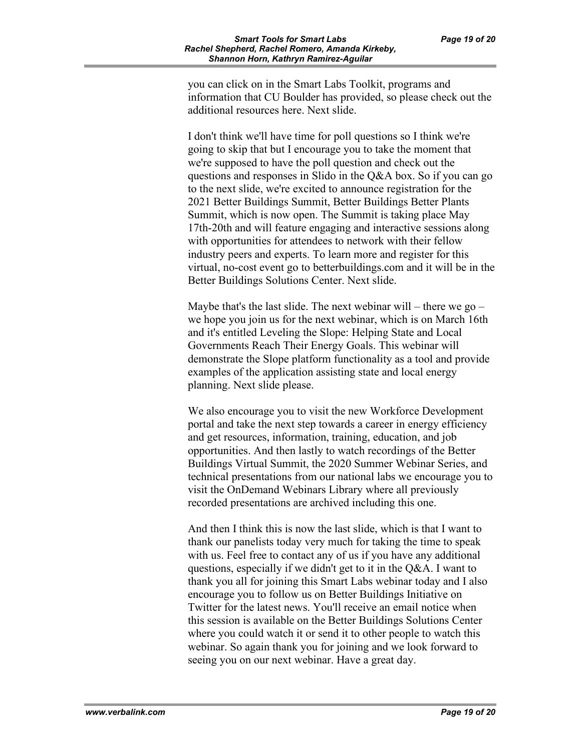you can click on in the Smart Labs Toolkit, programs and information that CU Boulder has provided, so please check out the additional resources here. Next slide.

I don't think we'll have time for poll questions so I think we're going to skip that but I encourage you to take the moment that we're supposed to have the poll question and check out the questions and responses in Slido in the Q&A box. So if you can go to the next slide, we're excited to announce registration for the 2021 Better Buildings Summit, Better Buildings Better Plants Summit, which is now open. The Summit is taking place May 17th-20th and will feature engaging and interactive sessions along with opportunities for attendees to network with their fellow industry peers and experts. To learn more and register for this virtual, no-cost event go to betterbuildings.com and it will be in the Better Buildings Solutions Center. Next slide.

Maybe that's the last slide. The next webinar will – there we go – we hope you join us for the next webinar, which is on March 16th and it's entitled Leveling the Slope: Helping State and Local Governments Reach Their Energy Goals. This webinar will demonstrate the Slope platform functionality as a tool and provide examples of the application assisting state and local energy planning. Next slide please.

We also encourage you to visit the new Workforce Development portal and take the next step towards a career in energy efficiency and get resources, information, training, education, and job opportunities. And then lastly to watch recordings of the Better Buildings Virtual Summit, the 2020 Summer Webinar Series, and technical presentations from our national labs we encourage you to visit the OnDemand Webinars Library where all previously recorded presentations are archived including this one.

And then I think this is now the last slide, which is that I want to thank our panelists today very much for taking the time to speak with us. Feel free to contact any of us if you have any additional questions, especially if we didn't get to it in the Q&A. I want to thank you all for joining this Smart Labs webinar today and I also encourage you to follow us on Better Buildings Initiative on Twitter for the latest news. You'll receive an email notice when this session is available on the Better Buildings Solutions Center where you could watch it or send it to other people to watch this webinar. So again thank you for joining and we look forward to seeing you on our next webinar. Have a great day.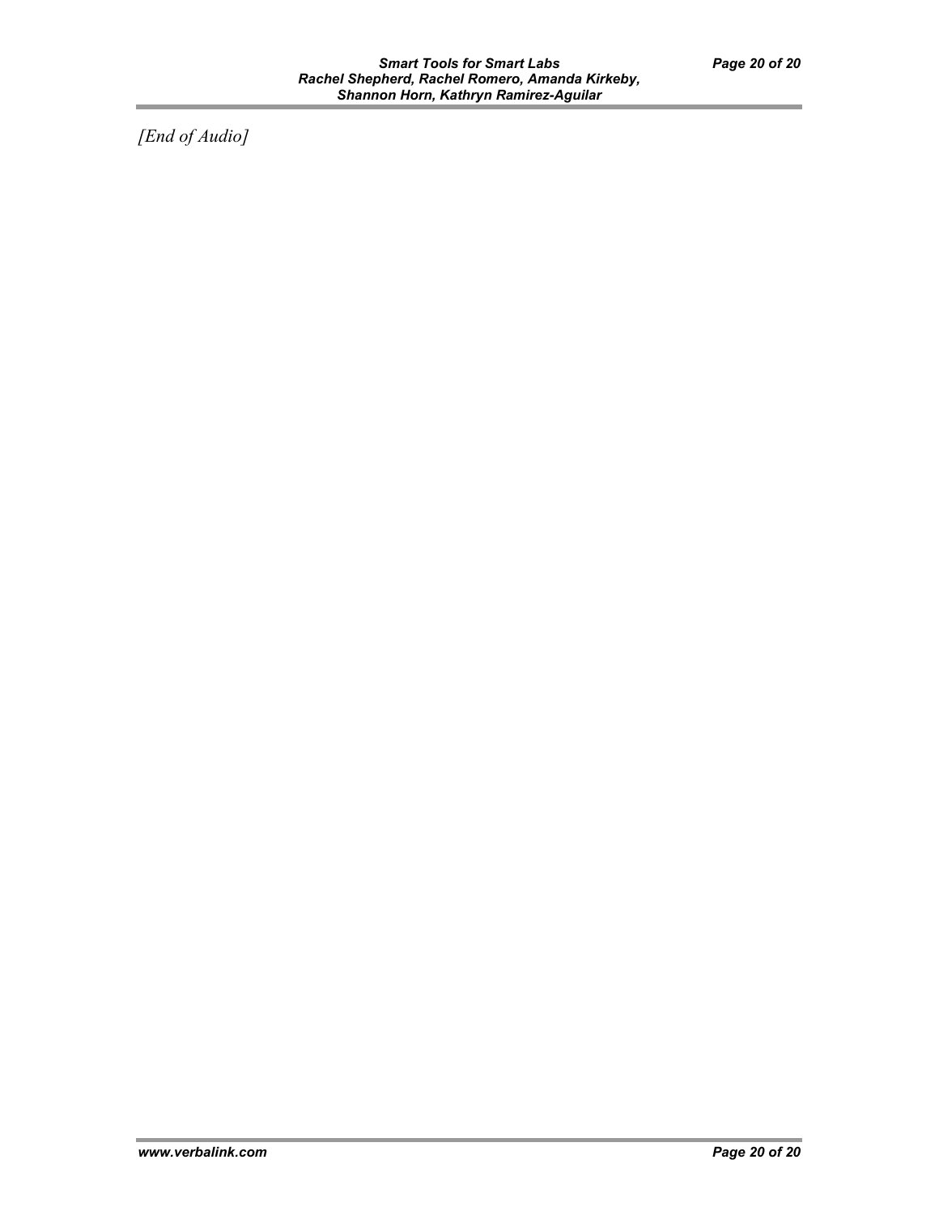*[End of Audio]*